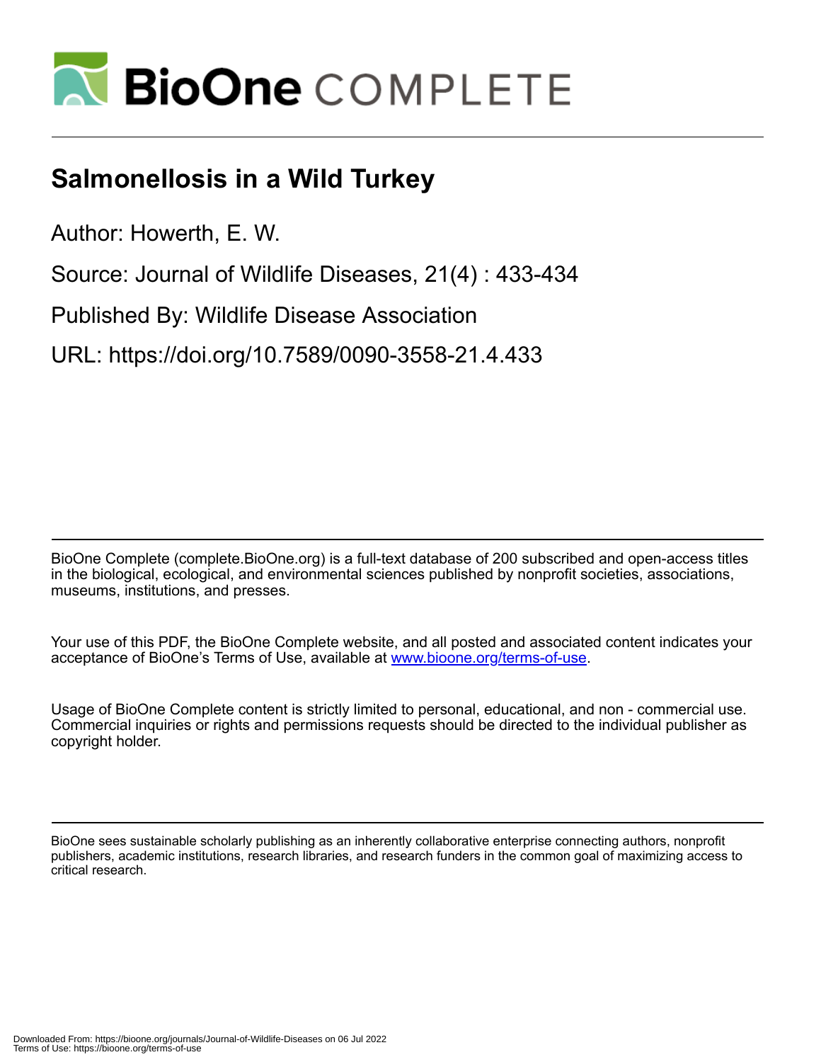# Salmonellosis in a Wild Turkey

Author: Howerth, E. W.

Source: Journal of Wildlife Diseases, 21(4) : 433-434

Published By: Wildlife Disease Association

URL: https://doi.org/10.7589/0090-3558-21.4.433

---

BioOne Complete (complete.BioOne.org) is a full-text database of 200 subscribed and open-access titles in the biological, ecological, and environmental sciences published by nonprofit societies, associations, museums, institutions, and presses.

Your use of this PDF, the BioOne Complete website, and all posted and associated content indicates your acceptance of BioOne's Terms of Use, available at www.bioone.org/terms-of-use.

Usage of BioOne Complete content is strictly limited to personal, educational, and non - commercial use. Commercial inquiries or rights and permissions requests should be directed to the individual publisher as copyright holder.

---

BioOne sees sustainable scholarly publishing as an inherently collaborative enterprise connecting authors, nonprofit publishers, academic institutions, research libraries, and research funders in the common goal of maximizing access to critical research.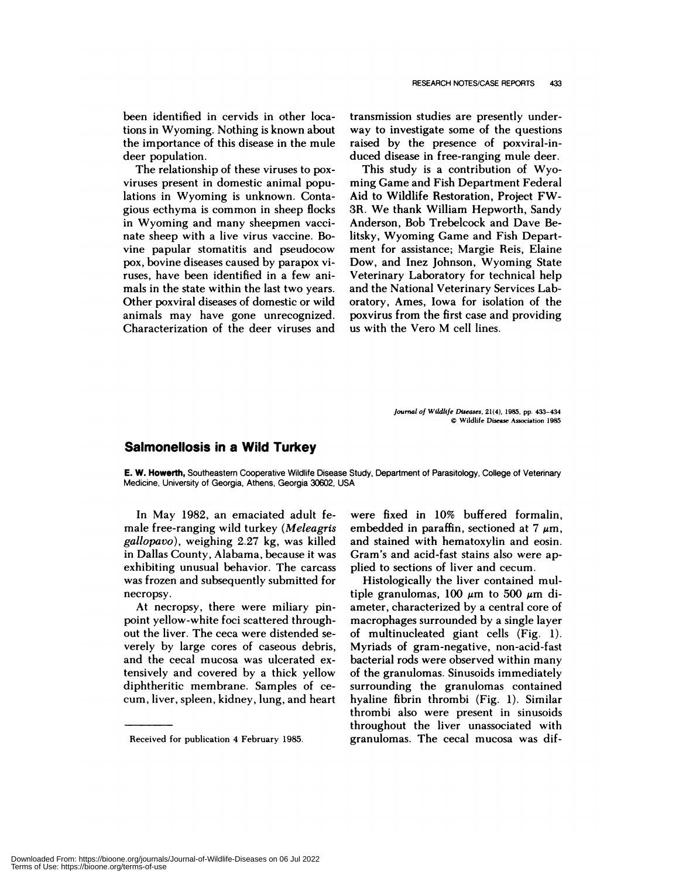been identified in cervids in other locations in Wyoming. Nothing is known about the importance of this disease in the mule deer population.

The relationship of these viruses to poxviruses present in domestic animal populations in Wyoming is unknown. Contagious ecthyma is common in sheep flocks in Wyoming and many sheepmen vaccinate sheep with a live virus vaccine. Bovine papular stomatitis and pseudocow pox, bovine diseases caused by parapox viruses, have been identified in a few animals in the state within the last two years. Other poxviral diseases of domestic or wild animals may have gone unrecognized. Characterization of the deer viruses and transmission studies are presently underway to investigate some of the questions raised by the presence of poxviral-induced disease in free-ranging mule deer.

This study is a contribution of Wyoming Game and Fish Department Federal Aid to Wildlife Restoration, Project FW-3R. We thank William Hepworth, Sandy Anderson, Bob Trebelcock and Dave Belitsky, Wyoming Game and Fish Department for assistance; Margie Reis, Elaine Dow, and Inez Johnson, Wyoming State Veterinary Laboratory for technical help and the National Veterinary Services Laboratory, Ames, Iowa for isolation of the poxvirus from the first case and providing us with the Vero M cell lines.

*Journal of Wildlife Diseases*, 21(4), 1985, pp. 433–434
© Wildlife Disease Association 1985

## Salmonellosis in a Wild Turkey

**E. W. Howerth,** Southeastern Cooperative Wildlife Disease Study, Department of Parasitology, College of Veterinary Medicine, University of Georgia, Athens, Georgia 30602, USA

In May 1982, an emaciated adult female free-ranging wild turkey (*Meleagris gallopavo*), weighing 2.27 kg, was killed in Dallas County, Alabama, because it was exhibiting unusual behavior. The carcass was frozen and subsequently submitted for necropsy.

At necropsy, there were miliary pinpoint yellow-white foci scattered throughout the liver. The ceca were distended severely by large cores of caseous debris, and the cecal mucosa was ulcerated extensively and covered by a thick yellow diphtheritic membrane. Samples of cecum, liver, spleen, kidney, lung, and heart were fixed in 10% buffered formalin, embedded in paraffin, sectioned at 7 $\mu$m, and stained with hematoxylin and eosin. Gram's and acid-fast stains also were applied to sections of liver and cecum.

Histologically the liver contained multiple granulomas, 100 $\mu$m to 500 $\mu$m diameter, characterized by a central core of macrophages surrounded by a single layer of multinucleated giant cells (Fig. 1). Myriads of gram-negative, non-acid-fast bacterial rods were observed within many of the granulomas. Sinusoids immediately surrounding the granulomas contained hyaline fibrin thrombi (Fig. 1). Similar thrombi also were present in sinusoids throughout the liver unassociated with granulomas. The cecal mucosa was dif-

Received for publication 4 February 1985.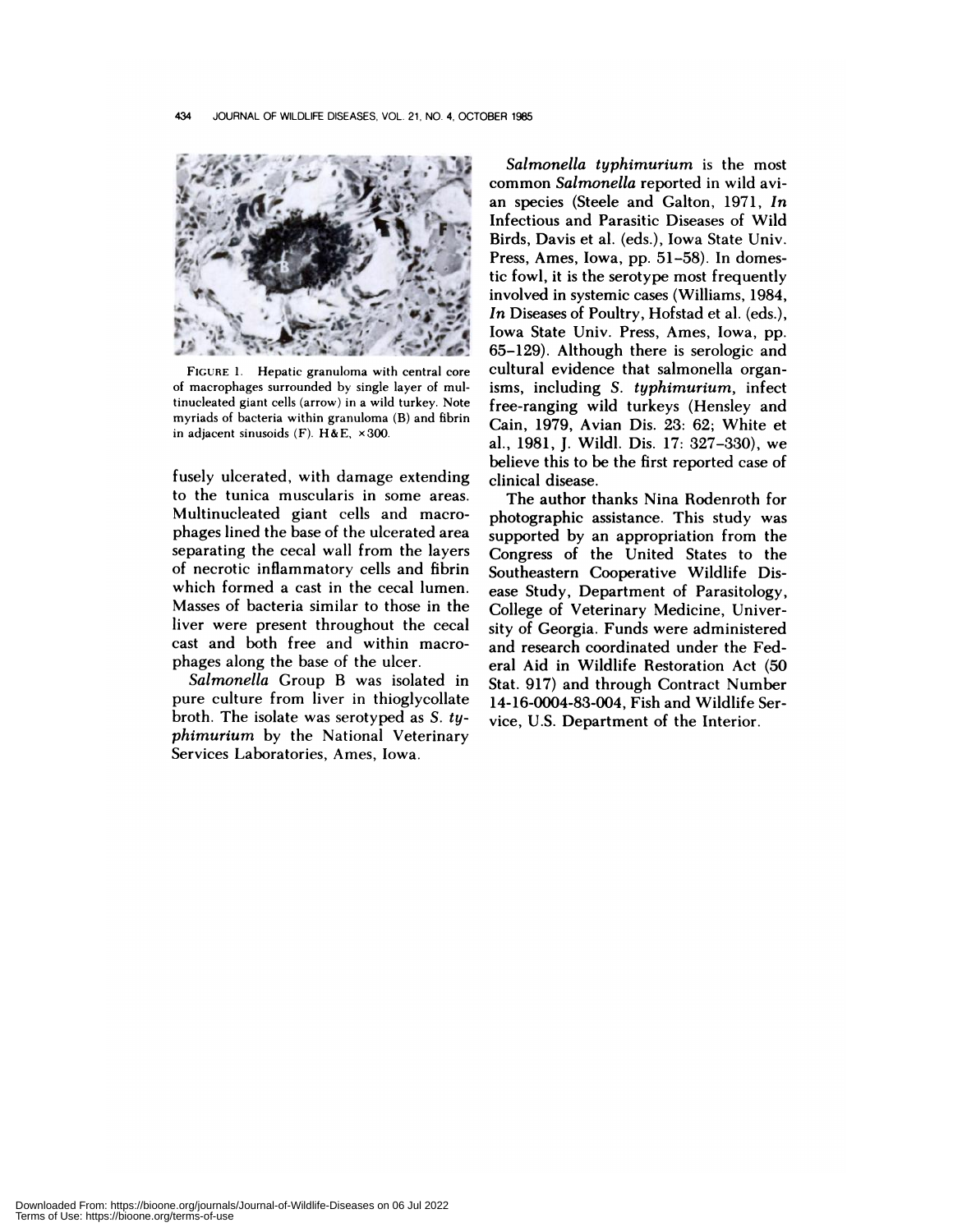FIGURE 1. Hepatic granuloma with central core of macrophages surrounded by single layer of multinucleated giant cells (arrow) in a wild turkey. Note myriads of bacteria within granuloma (B) and fibrin in adjacent sinusoids (F). H&E, ×300.

fusely ulcerated, with damage extending to the tunica muscularis in some areas. Multinucleated giant cells and macrophages lined the base of the ulcerated area separating the cecal wall from the layers of necrotic inflammatory cells and fibrin which formed a cast in the cecal lumen. Masses of bacteria similar to those in the liver were present throughout the cecal cast and both free and within macrophages along the base of the ulcer.

*Salmonella* Group B was isolated in pure culture from liver in thioglycollate broth. The isolate was serotyped as *S. typhimurium* by the National Veterinary Services Laboratories, Ames, Iowa.

*Salmonella typhimurium* is the most common *Salmonella* reported in wild avian species (Steele and Galton, 1971, *In* Infectious and Parasitic Diseases of Wild Birds, Davis et al. (eds.), Iowa State Univ. Press, Ames, Iowa, pp. 51–58). In domestic fowl, it is the serotype most frequently involved in systemic cases (Williams, 1984, *In* Diseases of Poultry, Hofstad et al. (eds.), Iowa State Univ. Press, Ames, Iowa, pp. 65–129). Although there is serologic and cultural evidence that salmonella organisms, including *S. typhimurium*, infect free-ranging wild turkeys (Hensley and Cain, 1979, Avian Dis. 23: 62; White et al., 1981, J. Wildl. Dis. 17: 327–330), we believe this to be the first reported case of clinical disease.

The author thanks Nina Rodenroth for photographic assistance. This study was supported by an appropriation from the Congress of the United States to the Southeastern Cooperative Wildlife Disease Study, Department of Parasitology, College of Veterinary Medicine, University of Georgia. Funds were administered and research coordinated under the Federal Aid in Wildlife Restoration Act (50 Stat. 917) and through Contract Number 14-16-0004-83-004, Fish and Wildlife Service, U.S. Department of the Interior.